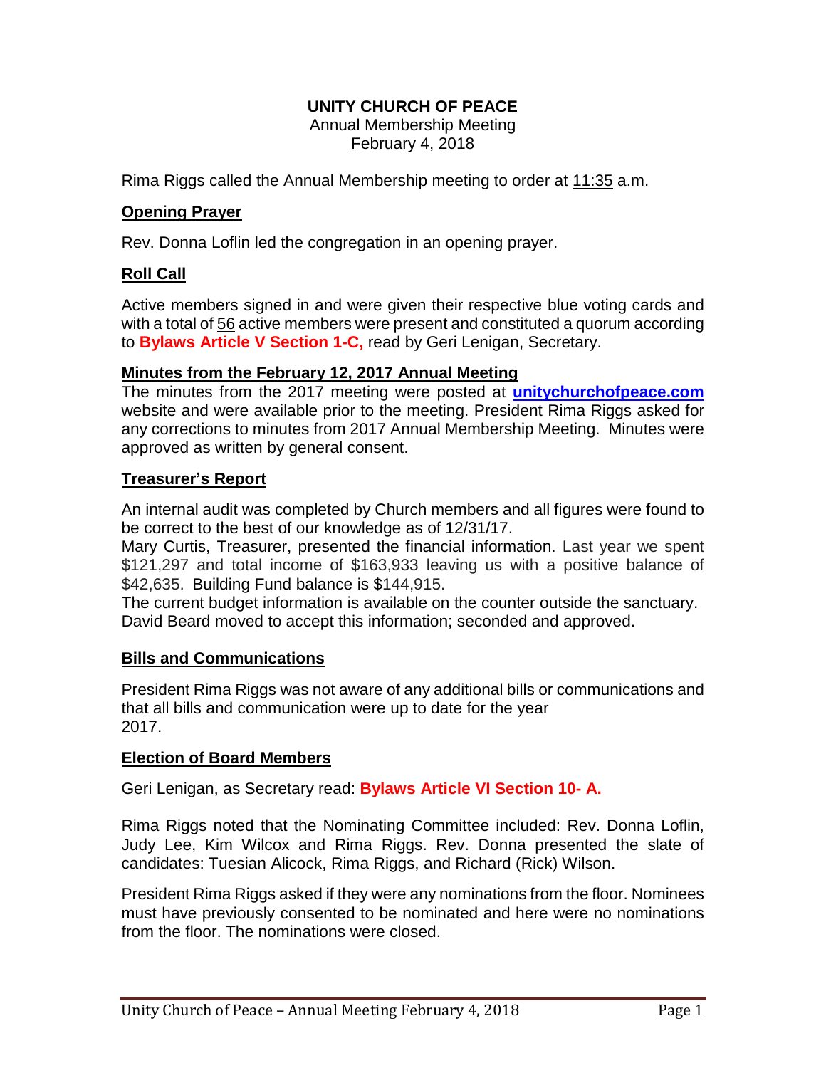# UNITY CHURCH OF PEACE

Annual Membership Meeting
February 4, 2018

Rima Riggs called the Annual Membership meeting to order at 11:35 a.m.

## Opening Prayer

Rev. Donna Loflin led the congregation in an opening prayer.

## Roll Call

Active members signed in and were given their respective blue voting cards and with a total of 56 active members were present and constituted a quorum according to **Bylaws Article V Section 1-C,** read by Geri Lenigan, Secretary.

## Minutes from the February 12, 2017 Annual Meeting

The minutes from the 2017 meeting were posted at **unitychurchofpeace.com** website and were available prior to the meeting. President Rima Riggs asked for any corrections to minutes from 2017 Annual Membership Meeting. Minutes were approved as written by general consent.

## Treasurer's Report

An internal audit was completed by Church members and all figures were found to be correct to the best of our knowledge as of 12/31/17.

Mary Curtis, Treasurer, presented the financial information. Last year we spent $121,297 and total income of $163,933 leaving us with a positive balance of $42,635. Building Fund balance is $144,915.

The current budget information is available on the counter outside the sanctuary.

David Beard moved to accept this information; seconded and approved.

## Bills and Communications

President Rima Riggs was not aware of any additional bills or communications and that all bills and communication were up to date for the year 2017.

## Election of Board Members

Geri Lenigan, as Secretary read: **Bylaws Article VI Section 10- A.**

Rima Riggs noted that the Nominating Committee included: Rev. Donna Loflin, Judy Lee, Kim Wilcox and Rima Riggs. Rev. Donna presented the slate of candidates: Tuesian Alicock, Rima Riggs, and Richard (Rick) Wilson.

President Rima Riggs asked if they were any nominations from the floor. Nominees must have previously consented to be nominated and here were no nominations from the floor. The nominations were closed.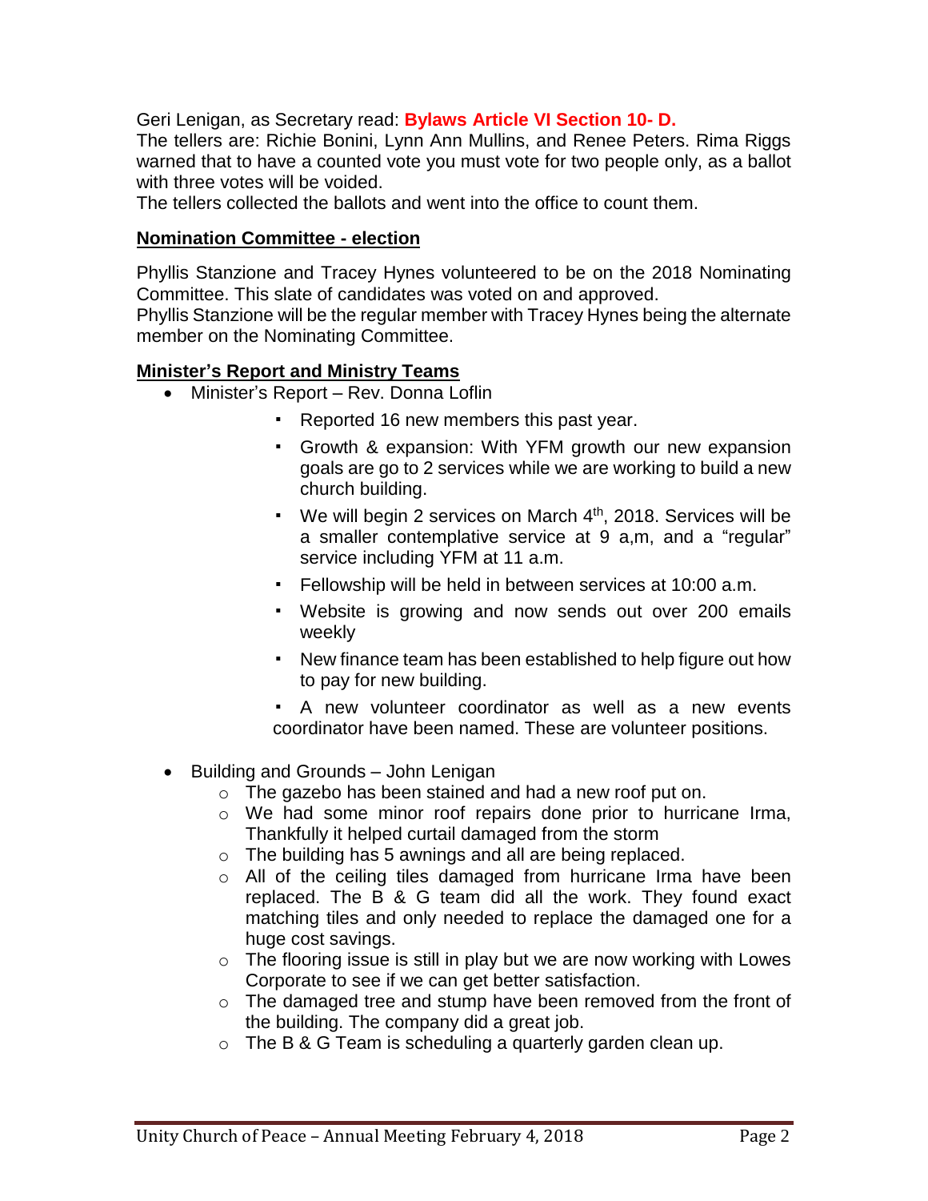Geri Lenigan, as Secretary read: **Bylaws Article VI Section 10- D.**
The tellers are: Richie Bonini, Lynn Ann Mullins, and Renee Peters. Rima Riggs warned that to have a counted vote you must vote for two people only, as a ballot with three votes will be voided.
The tellers collected the ballots and went into the office to count them.

**Nomination Committee - election**

Phyllis Stanzione and Tracey Hynes volunteered to be on the 2018 Nominating Committee. This slate of candidates was voted on and approved.
Phyllis Stanzione will be the regular member with Tracey Hynes being the alternate member on the Nominating Committee.

**Minister's Report and Ministry Teams**

- Minister's Report – Rev. Donna Loflin
  - Reported 16 new members this past year.
  - Growth & expansion: With YFM growth our new expansion goals are go to 2 services while we are working to build a new church building.
  - We will begin 2 services on March 4th, 2018. Services will be a smaller contemplative service at 9 a,m, and a "regular" service including YFM at 11 a.m.
  - Fellowship will be held in between services at 10:00 a.m.
  - Website is growing and now sends out over 200 emails weekly
  - New finance team has been established to help figure out how to pay for new building.
  - A new volunteer coordinator as well as a new events coordinator have been named. These are volunteer positions.

- Building and Grounds – John Lenigan
  - The gazebo has been stained and had a new roof put on.
  - We had some minor roof repairs done prior to hurricane Irma, Thankfully it helped curtail damaged from the storm
  - The building has 5 awnings and all are being replaced.
  - All of the ceiling tiles damaged from hurricane Irma have been replaced. The B & G team did all the work. They found exact matching tiles and only needed to replace the damaged one for a huge cost savings.
  - The flooring issue is still in play but we are now working with Lowes Corporate to see if we can get better satisfaction.
  - The damaged tree and stump have been removed from the front of the building. The company did a great job.
  - The B & G Team is scheduling a quarterly garden clean up.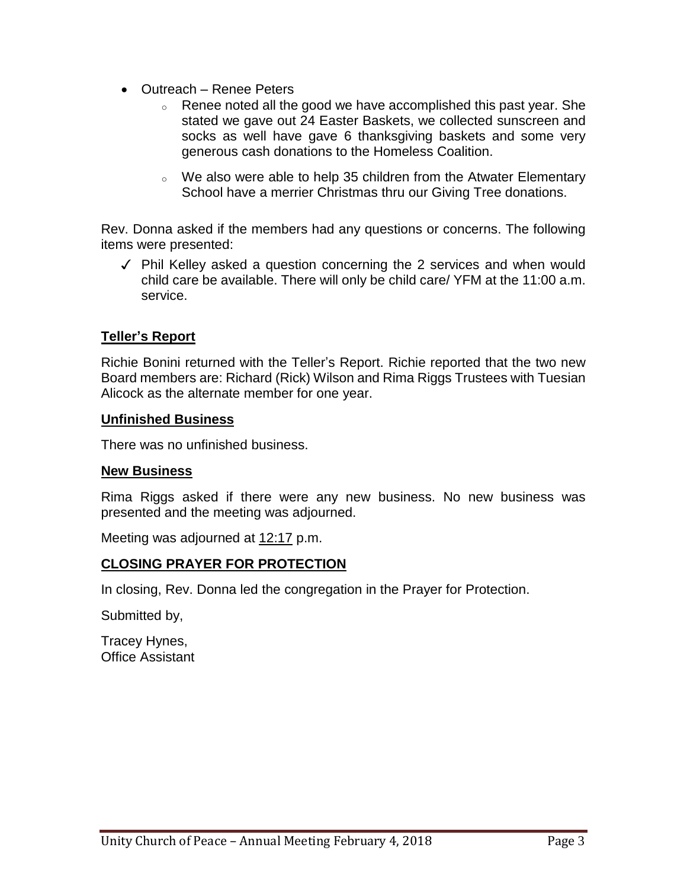- Outreach – Renee Peters
  - Renee noted all the good we have accomplished this past year. She stated we gave out 24 Easter Baskets, we collected sunscreen and socks as well have gave 6 thanksgiving baskets and some very generous cash donations to the Homeless Coalition.
  - We also were able to help 35 children from the Atwater Elementary School have a merrier Christmas thru our Giving Tree donations.

Rev. Donna asked if the members had any questions or concerns. The following items were presented:

✓ Phil Kelley asked a question concerning the 2 services and when would child care be available. There will only be child care/ YFM at the 11:00 a.m. service.

## **Teller's Report**

Richie Bonini returned with the Teller's Report. Richie reported that the two new Board members are: Richard (Rick) Wilson and Rima Riggs Trustees with Tuesian Alicock as the alternate member for one year.

## **Unfinished Business**

There was no unfinished business.

## **New Business**

Rima Riggs asked if there were any new business. No new business was presented and the meeting was adjourned.

Meeting was adjourned at 12:17 p.m.

## **CLOSING PRAYER FOR PROTECTION**

In closing, Rev. Donna led the congregation in the Prayer for Protection.

Submitted by,

Tracey Hynes,
Office Assistant